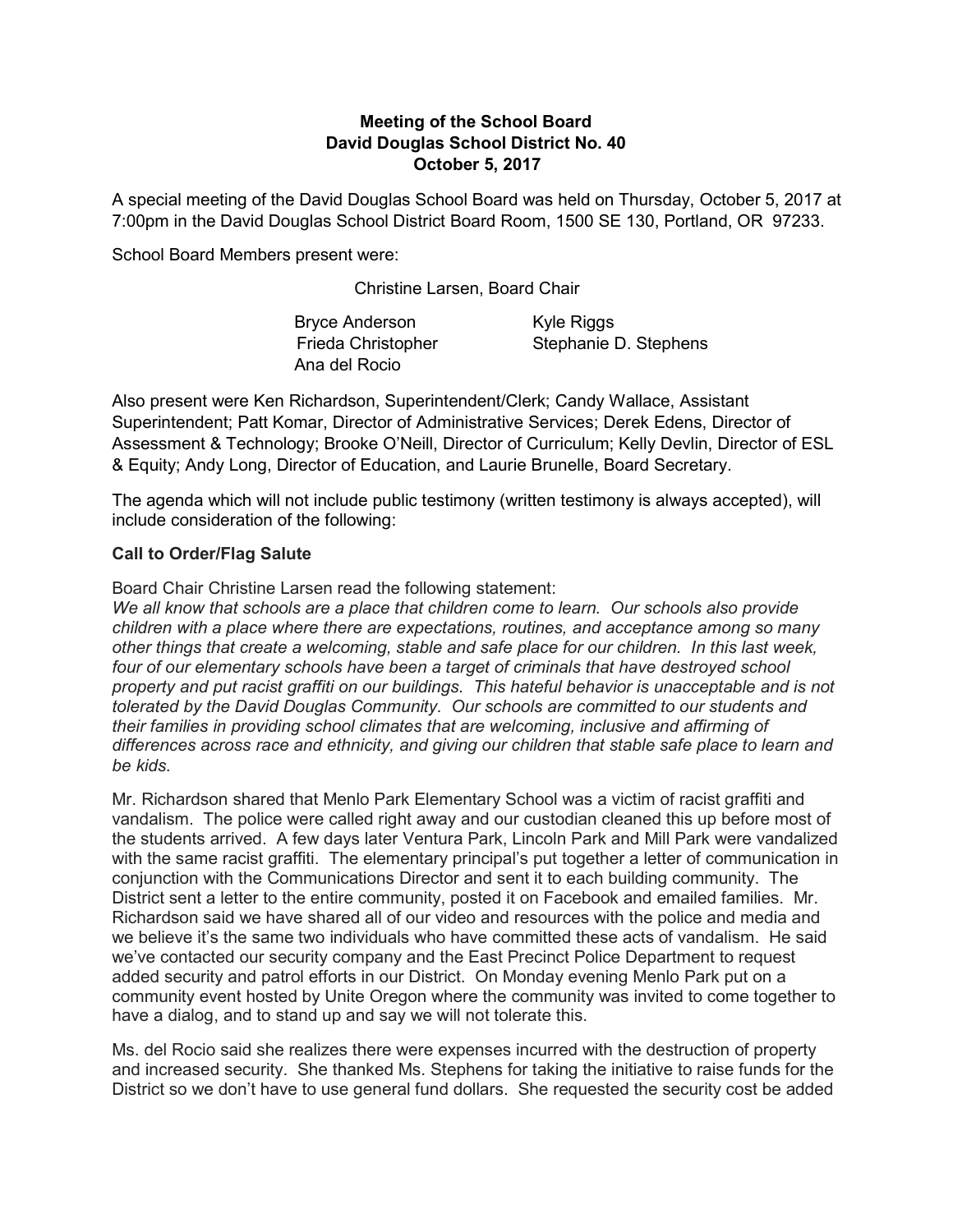**Meeting of the School Board**
**David Douglas School District No. 40**
**October 5, 2017**

A special meeting of the David Douglas School Board was held on Thursday, October 5, 2017 at 7:00pm in the David Douglas School District Board Room, 1500 SE 130, Portland, OR 97233.

School Board Members present were:

Christine Larsen, Board Chair

Bryce Anderson
Frieda Christopher
Ana del Rocio
Kyle Riggs
Stephanie D. Stephens

Also present were Ken Richardson, Superintendent/Clerk; Candy Wallace, Assistant Superintendent; Patt Komar, Director of Administrative Services; Derek Edens, Director of Assessment & Technology; Brooke O'Neill, Director of Curriculum; Kelly Devlin, Director of ESL & Equity; Andy Long, Director of Education, and Laurie Brunelle, Board Secretary.

The agenda which will not include public testimony (written testimony is always accepted), will include consideration of the following:

**Call to Order/Flag Salute**

Board Chair Christine Larsen read the following statement:
*We all know that schools are a place that children come to learn. Our schools also provide children with a place where there are expectations, routines, and acceptance among so many other things that create a welcoming, stable and safe place for our children. In this last week, four of our elementary schools have been a target of criminals that have destroyed school property and put racist graffiti on our buildings. This hateful behavior is unacceptable and is not tolerated by the David Douglas Community. Our schools are committed to our students and their families in providing school climates that are welcoming, inclusive and affirming of differences across race and ethnicity, and giving our children that stable safe place to learn and be kids.*

Mr. Richardson shared that Menlo Park Elementary School was a victim of racist graffiti and vandalism. The police were called right away and our custodian cleaned this up before most of the students arrived. A few days later Ventura Park, Lincoln Park and Mill Park were vandalized with the same racist graffiti. The elementary principal's put together a letter of communication in conjunction with the Communications Director and sent it to each building community. The District sent a letter to the entire community, posted it on Facebook and emailed families. Mr. Richardson said we have shared all of our video and resources with the police and media and we believe it's the same two individuals who have committed these acts of vandalism. He said we've contacted our security company and the East Precinct Police Department to request added security and patrol efforts in our District. On Monday evening Menlo Park put on a community event hosted by Unite Oregon where the community was invited to come together to have a dialog, and to stand up and say we will not tolerate this.

Ms. del Rocio said she realizes there were expenses incurred with the destruction of property and increased security. She thanked Ms. Stephens for taking the initiative to raise funds for the District so we don't have to use general fund dollars. She requested the security cost be added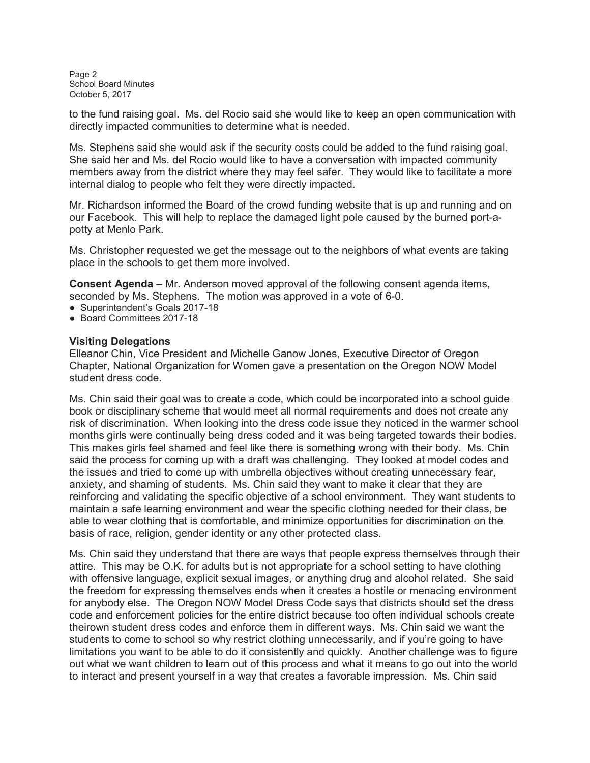to the fund raising goal. Ms. del Rocio said she would like to keep an open communication with directly impacted communities to determine what is needed.

Ms. Stephens said she would ask if the security costs could be added to the fund raising goal. She said her and Ms. del Rocio would like to have a conversation with impacted community members away from the district where they may feel safer. They would like to facilitate a more internal dialog to people who felt they were directly impacted.

Mr. Richardson informed the Board of the crowd funding website that is up and running and on our Facebook. This will help to replace the damaged light pole caused by the burned port-a-potty at Menlo Park.

Ms. Christopher requested we get the message out to the neighbors of what events are taking place in the schools to get them more involved.

**Consent Agenda** – Mr. Anderson moved approval of the following consent agenda items, seconded by Ms. Stephens. The motion was approved in a vote of 6-0.

- Superintendent's Goals 2017-18
- Board Committees 2017-18

**Visiting Delegations**

Elleanor Chin, Vice President and Michelle Ganow Jones, Executive Director of Oregon Chapter, National Organization for Women gave a presentation on the Oregon NOW Model student dress code.

Ms. Chin said their goal was to create a code, which could be incorporated into a school guide book or disciplinary scheme that would meet all normal requirements and does not create any risk of discrimination. When looking into the dress code issue they noticed in the warmer school months girls were continually being dress coded and it was being targeted towards their bodies. This makes girls feel shamed and feel like there is something wrong with their body. Ms. Chin said the process for coming up with a draft was challenging. They looked at model codes and the issues and tried to come up with umbrella objectives without creating unnecessary fear, anxiety, and shaming of students. Ms. Chin said they want to make it clear that they are reinforcing and validating the specific objective of a school environment. They want students to maintain a safe learning environment and wear the specific clothing needed for their class, be able to wear clothing that is comfortable, and minimize opportunities for discrimination on the basis of race, religion, gender identity or any other protected class.

Ms. Chin said they understand that there are ways that people express themselves through their attire. This may be O.K. for adults but is not appropriate for a school setting to have clothing with offensive language, explicit sexual images, or anything drug and alcohol related. She said the freedom for expressing themselves ends when it creates a hostile or menacing environment for anybody else. The Oregon NOW Model Dress Code says that districts should set the dress code and enforcement policies for the entire district because too often individual schools create theirown student dress codes and enforce them in different ways. Ms. Chin said we want the students to come to school so why restrict clothing unnecessarily, and if you're going to have limitations you want to be able to do it consistently and quickly. Another challenge was to figure out what we want children to learn out of this process and what it means to go out into the world to interact and present yourself in a way that creates a favorable impression. Ms. Chin said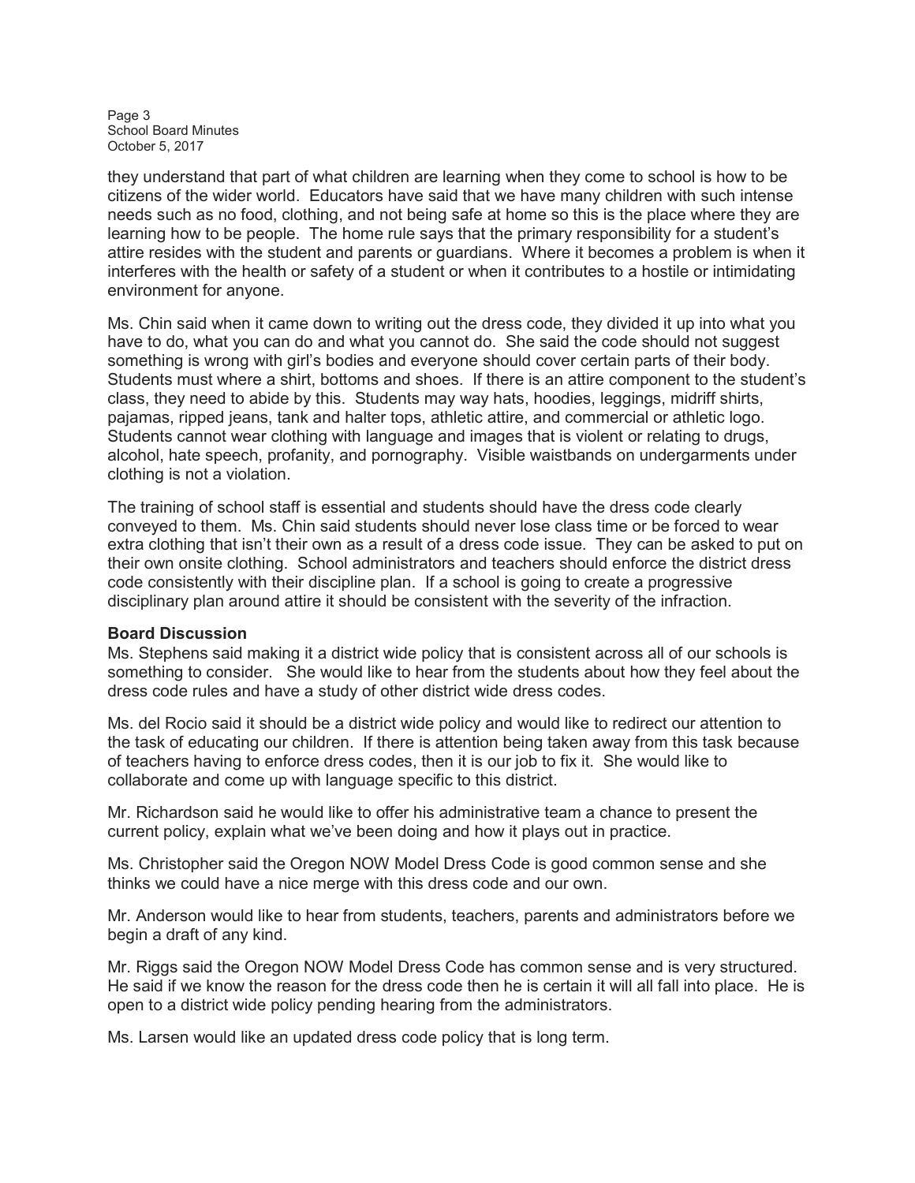they understand that part of what children are learning when they come to school is how to be citizens of the wider world. Educators have said that we have many children with such intense needs such as no food, clothing, and not being safe at home so this is the place where they are learning how to be people. The home rule says that the primary responsibility for a student's attire resides with the student and parents or guardians. Where it becomes a problem is when it interferes with the health or safety of a student or when it contributes to a hostile or intimidating environment for anyone.

Ms. Chin said when it came down to writing out the dress code, they divided it up into what you have to do, what you can do and what you cannot do. She said the code should not suggest something is wrong with girl's bodies and everyone should cover certain parts of their body. Students must where a shirt, bottoms and shoes. If there is an attire component to the student's class, they need to abide by this. Students may way hats, hoodies, leggings, midriff shirts, pajamas, ripped jeans, tank and halter tops, athletic attire, and commercial or athletic logo. Students cannot wear clothing with language and images that is violent or relating to drugs, alcohol, hate speech, profanity, and pornography. Visible waistbands on undergarments under clothing is not a violation.

The training of school staff is essential and students should have the dress code clearly conveyed to them. Ms. Chin said students should never lose class time or be forced to wear extra clothing that isn't their own as a result of a dress code issue. They can be asked to put on their own onsite clothing. School administrators and teachers should enforce the district dress code consistently with their discipline plan. If a school is going to create a progressive disciplinary plan around attire it should be consistent with the severity of the infraction.

**Board Discussion**

Ms. Stephens said making it a district wide policy that is consistent across all of our schools is something to consider. She would like to hear from the students about how they feel about the dress code rules and have a study of other district wide dress codes.

Ms. del Rocio said it should be a district wide policy and would like to redirect our attention to the task of educating our children. If there is attention being taken away from this task because of teachers having to enforce dress codes, then it is our job to fix it. She would like to collaborate and come up with language specific to this district.

Mr. Richardson said he would like to offer his administrative team a chance to present the current policy, explain what we've been doing and how it plays out in practice.

Ms. Christopher said the Oregon NOW Model Dress Code is good common sense and she thinks we could have a nice merge with this dress code and our own.

Mr. Anderson would like to hear from students, teachers, parents and administrators before we begin a draft of any kind.

Mr. Riggs said the Oregon NOW Model Dress Code has common sense and is very structured. He said if we know the reason for the dress code then he is certain it will all fall into place. He is open to a district wide policy pending hearing from the administrators.

Ms. Larsen would like an updated dress code policy that is long term.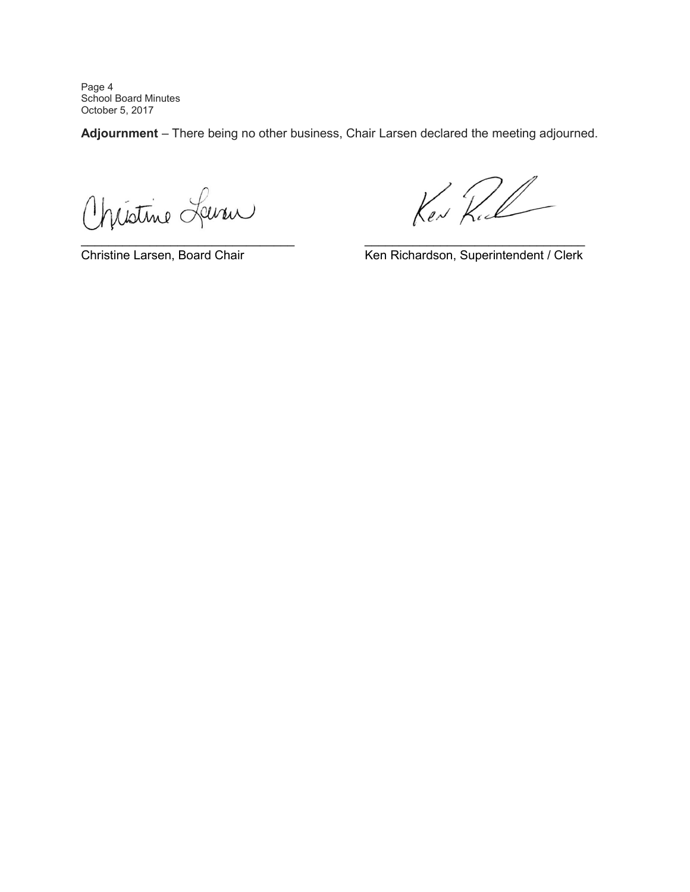**Adjournment** – There being no other business, Chair Larsen declared the meeting adjourned.

Christine Larsen, Board Chair

Ken Richardson, Superintendent / Clerk